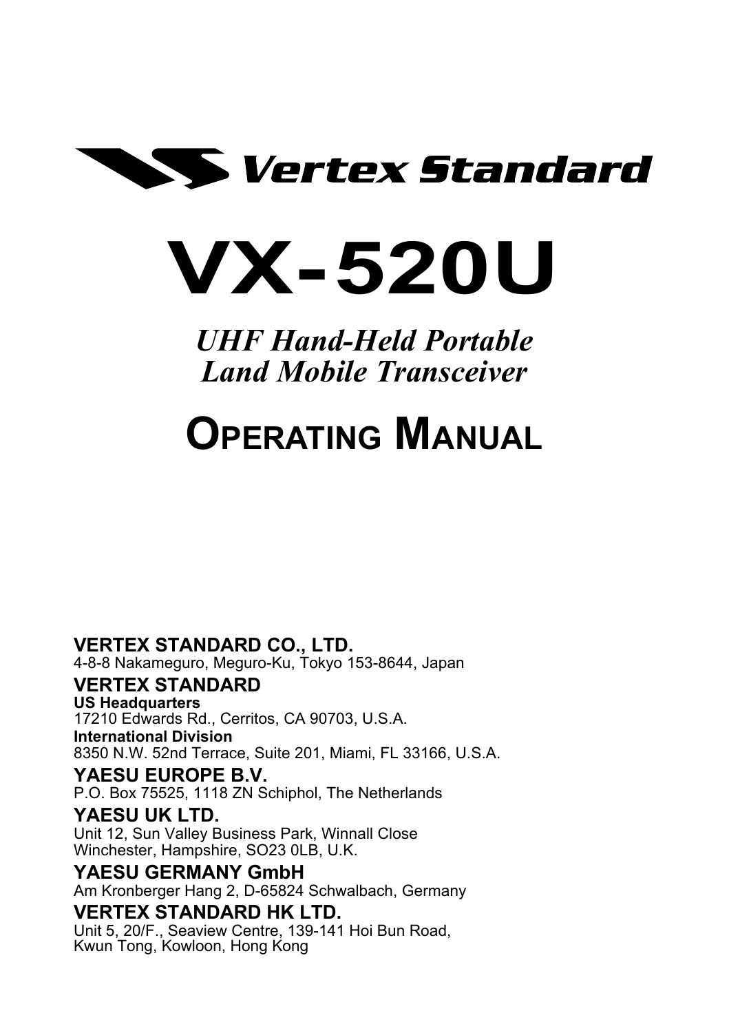**Vertex Standard**

# VX-520U

*UHF Hand-Held Portable*
*Land Mobile Transceiver*

# OPERATING MANUAL

**VERTEX STANDARD CO., LTD.**
4-8-8 Nakameguro, Meguro-Ku, Tokyo 153-8644, Japan

**VERTEX STANDARD**
**US Headquarters**
17210 Edwards Rd., Cerritos, CA 90703, U.S.A.
**International Division**
8350 N.W. 52nd Terrace, Suite 201, Miami, FL 33166, U.S.A.

**YAESU EUROPE B.V.**
P.O. Box 75525, 1118 ZN Schiphol, The Netherlands

**YAESU UK LTD.**
Unit 12, Sun Valley Business Park, Winnall Close
Winchester, Hampshire, SO23 0LB, U.K.

**YAESU GERMANY GmbH**
Am Kronberger Hang 2, D-65824 Schwalbach, Germany

**VERTEX STANDARD HK LTD.**
Unit 5, 20/F., Seaview Centre, 139-141 Hoi Bun Road,
Kwun Tong, Kowloon, Hong Kong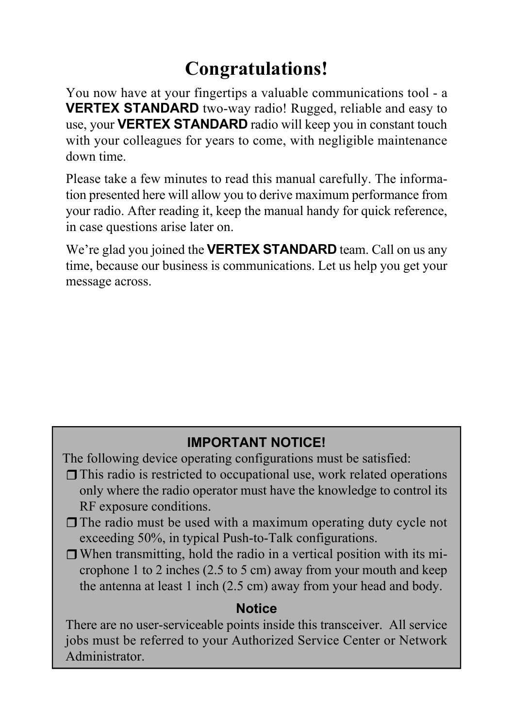# Congratulations!

You now have at your fingertips a valuable communications tool - a **VERTEX STANDARD** two-way radio! Rugged, reliable and easy to use, your **VERTEX STANDARD** radio will keep you in constant touch with your colleagues for years to come, with negligible maintenance down time.

Please take a few minutes to read this manual carefully. The information presented here will allow you to derive maximum performance from your radio. After reading it, keep the manual handy for quick reference, in case questions arise later on.

We're glad you joined the **VERTEX STANDARD** team. Call on us any time, because our business is communications. Let us help you get your message across.

**IMPORTANT NOTICE!**

The following device operating configurations must be satisfied:

- This radio is restricted to occupational use, work related operations only where the radio operator must have the knowledge to control its RF exposure conditions.
- The radio must be used with a maximum operating duty cycle not exceeding 50%, in typical Push-to-Talk configurations.
- When transmitting, hold the radio in a vertical position with its microphone 1 to 2 inches (2.5 to 5 cm) away from your mouth and keep the antenna at least 1 inch (2.5 cm) away from your head and body.

**Notice**

There are no user-serviceable points inside this transceiver. All service jobs must be referred to your Authorized Service Center or Network Administrator.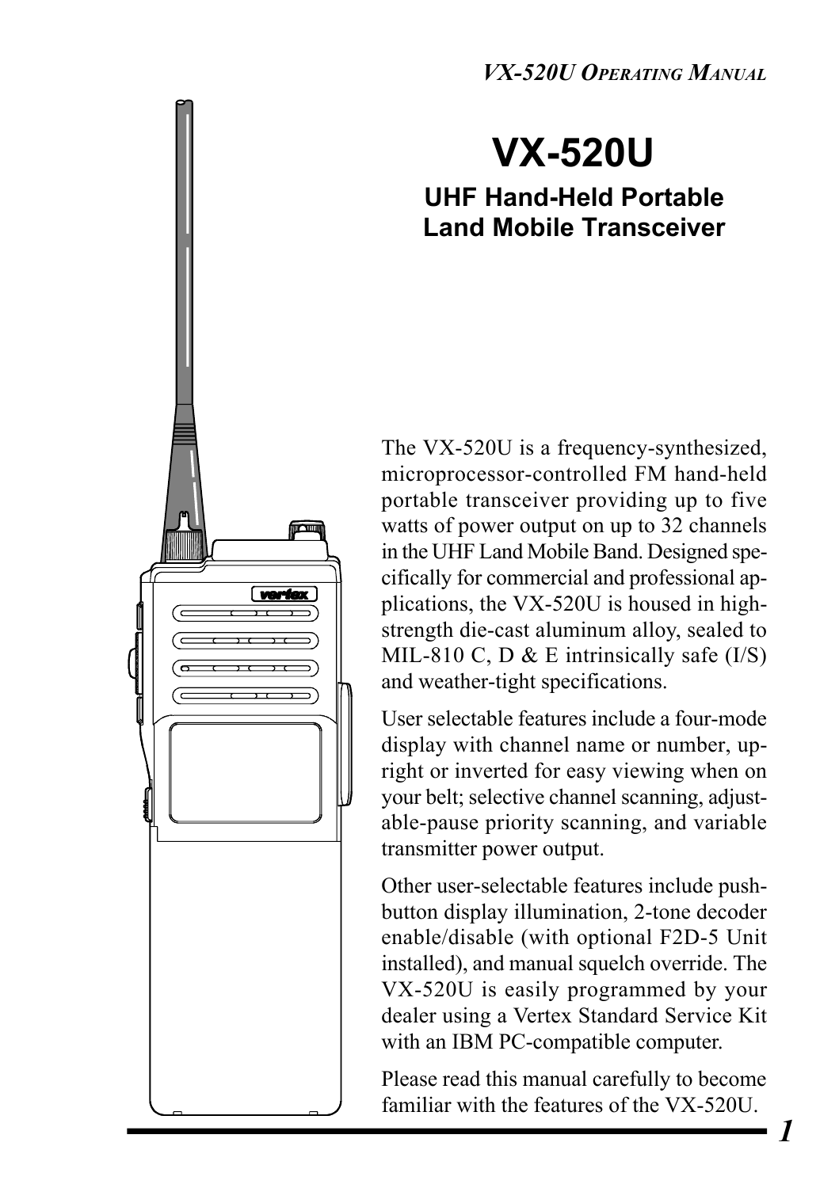# VX-520U

## UHF Hand-Held Portable Land Mobile Transceiver

The VX-520U is a frequency-synthesized, microprocessor-controlled FM hand-held portable transceiver providing up to five watts of power output on up to 32 channels in the UHF Land Mobile Band. Designed specifically for commercial and professional applications, the VX-520U is housed in high-strength die-cast aluminum alloy, sealed to MIL-810 C, D & E intrinsically safe (I/S) and weather-tight specifications.

User selectable features include a four-mode display with channel name or number, upright or inverted for easy viewing when on your belt; selective channel scanning, adjustable-pause priority scanning, and variable transmitter power output.

Other user-selectable features include push-button display illumination, 2-tone decoder enable/disable (with optional F2D-5 Unit installed), and manual squelch override. The VX-520U is easily programmed by your dealer using a Vertex Standard Service Kit with an IBM PC-compatible computer.

Please read this manual carefully to become familiar with the features of the VX-520U.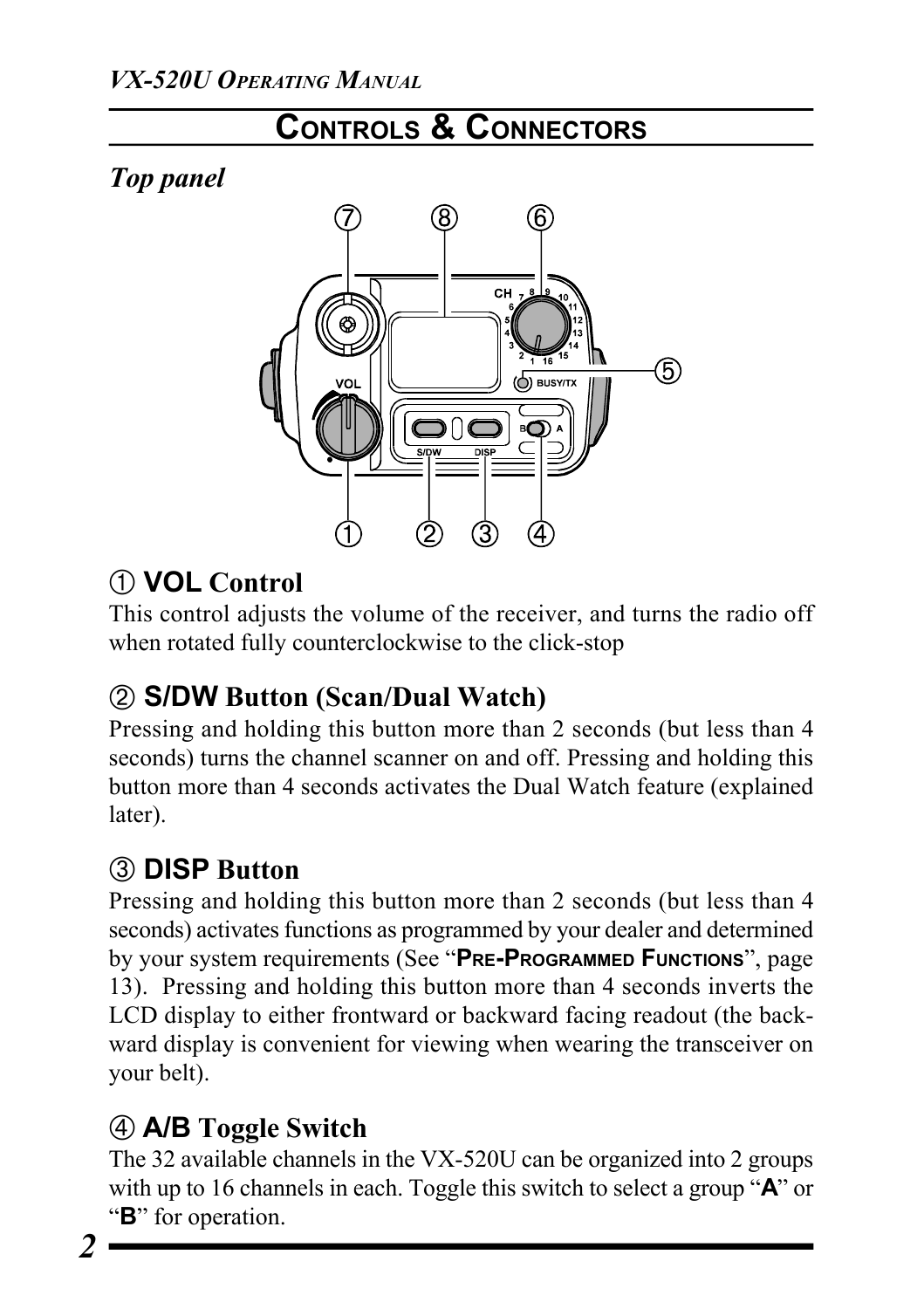## Controls & Connectors

### Top panel

① **VOL** Control

This control adjusts the volume of the receiver, and turns the radio off when rotated fully counterclockwise to the click-stop

② **S/DW** Button (Scan/Dual Watch)

Pressing and holding this button more than 2 seconds (but less than 4 seconds) turns the channel scanner on and off. Pressing and holding this button more than 4 seconds activates the Dual Watch feature (explained later).

③ **DISP** Button

Pressing and holding this button more than 2 seconds (but less than 4 seconds) activates functions as programmed by your dealer and determined by your system requirements (See "**Pre-Programmed Functions**", page 13). Pressing and holding this button more than 4 seconds inverts the LCD display to either frontward or backward facing readout (the backward display is convenient for viewing when wearing the transceiver on your belt).

④ **A/B** Toggle Switch

The 32 available channels in the VX-520U can be organized into 2 groups with up to 16 channels in each. Toggle this switch to select a group "**A**" or "**B**" for operation.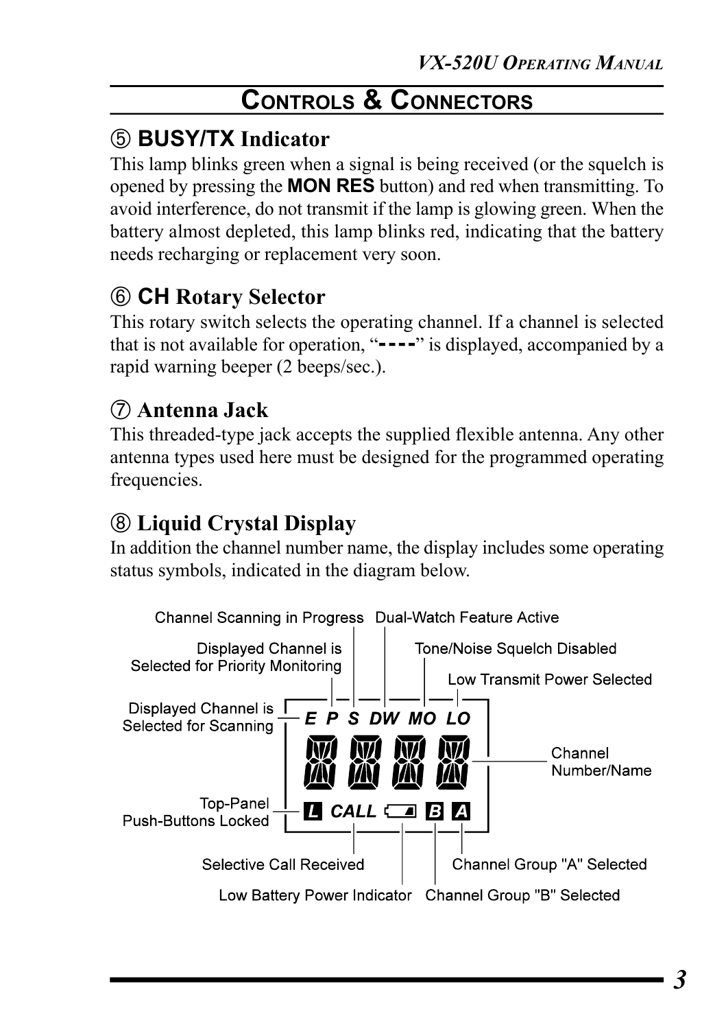## CONTROLS & CONNECTORS

### ⑤ **BUSY/TX** Indicator

This lamp blinks green when a signal is being received (or the squelch is opened by pressing the **MON RES** button) and red when transmitting. To avoid interference, do not transmit if the lamp is glowing green. When the battery almost depleted, this lamp blinks red, indicating that the battery needs recharging or replacement very soon.

### ⑥ **CH** Rotary Selector

This rotary switch selects the operating channel. If a channel is selected that is not available for operation, "----" is displayed, accompanied by a rapid warning beeper (2 beeps/sec.).

### ⑦ Antenna Jack

This threaded-type jack accepts the supplied flexible antenna. Any other antenna types used here must be designed for the programmed operating frequencies.

### ⑧ Liquid Crystal Display

In addition the channel number name, the display includes some operating status symbols, indicated in the diagram below.

- **E**: Displayed Channel is Selected for Scanning
- **P**: Displayed Channel is Selected for Priority Monitoring
- **S**: Channel Scanning in Progress
- **DW**: Dual-Watch Feature Active
- **MO**: Tone/Noise Squelch Disabled
- **LO**: Low Transmit Power Selected
- Channel Number/Name
- **L**: Top-Panel Push-Buttons Locked
- **CALL**: Selective Call Received
- Battery symbol: Low Battery Power Indicator
- **B**: Channel Group "B" Selected
- **A**: Channel Group "A" Selected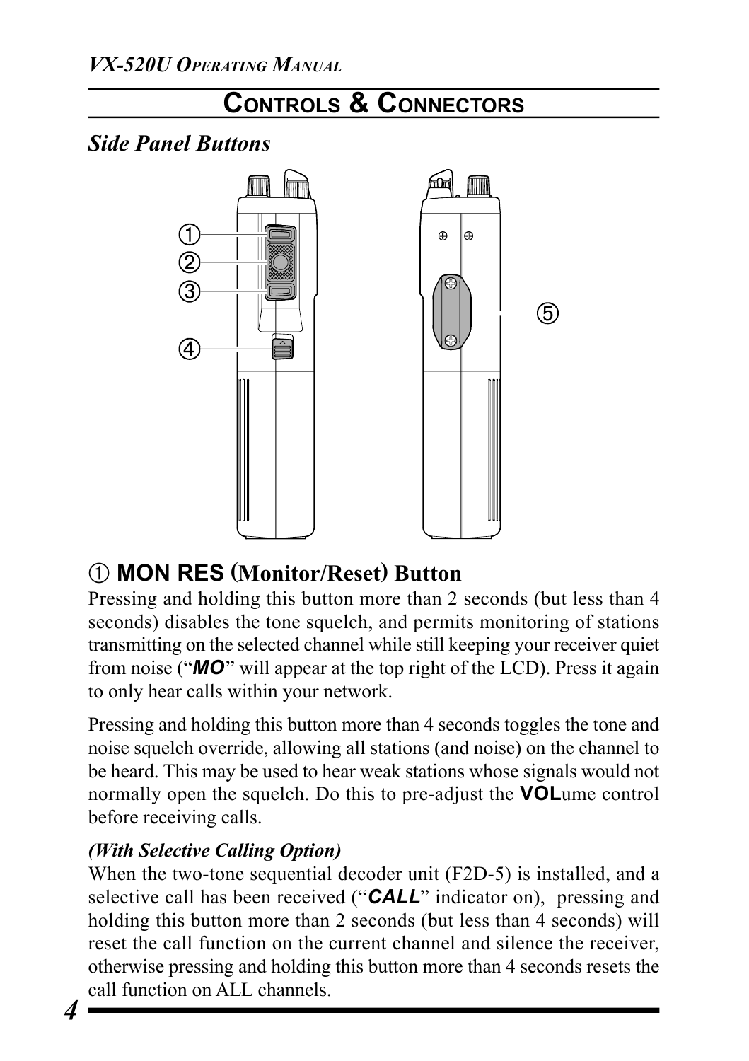## CONTROLS & CONNECTORS

### *Side Panel Buttons*

### ① MON RES (Monitor/Reset) Button

Pressing and holding this button more than 2 seconds (but less than 4 seconds) disables the tone squelch, and permits monitoring of stations transmitting on the selected channel while still keeping your receiver quiet from noise ("***MO***" will appear at the top right of the LCD). Press it again to only hear calls within your network.

Pressing and holding this button more than 4 seconds toggles the tone and noise squelch override, allowing all stations (and noise) on the channel to be heard. This may be used to hear weak stations whose signals would not normally open the squelch. Do this to pre-adjust the **VOL**ume control before receiving calls.

***(With Selective Calling Option)***

When the two-tone sequential decoder unit (F2D-5) is installed, and a selective call has been received ("***CALL***" indicator on), pressing and holding this button more than 2 seconds (but less than 4 seconds) will reset the call function on the current channel and silence the receiver, otherwise pressing and holding this button more than 4 seconds resets the call function on ALL channels.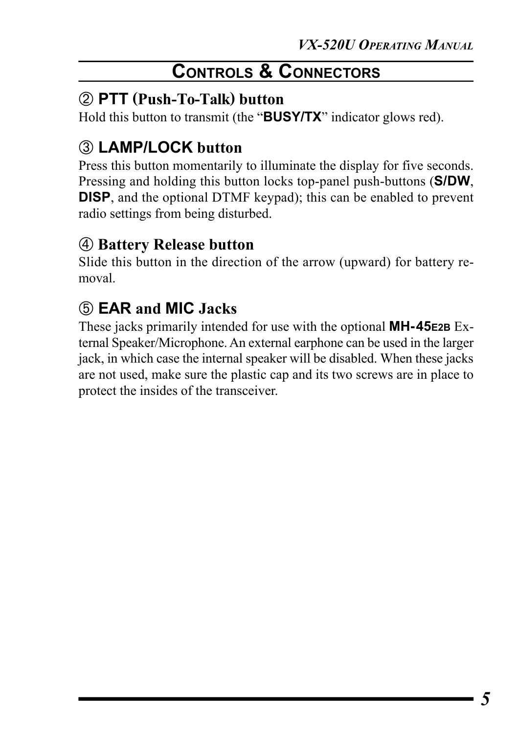## Controls & Connectors

### ② PTT (Push-To-Talk) button

Hold this button to transmit (the "**BUSY/TX**" indicator glows red).

### ③ LAMP/LOCK button

Press this button momentarily to illuminate the display for five seconds. Pressing and holding this button locks top-panel push-buttons (**S/DW**, **DISP**, and the optional DTMF keypad); this can be enabled to prevent radio settings from being disturbed.

### ④ Battery Release button

Slide this button in the direction of the arrow (upward) for battery removal.

### ⑤ EAR and MIC Jacks

These jacks primarily intended for use with the optional **MH-45E2B** External Speaker/Microphone. An external earphone can be used in the larger jack, in which case the internal speaker will be disabled. When these jacks are not used, make sure the plastic cap and its two screws are in place to protect the insides of the transceiver.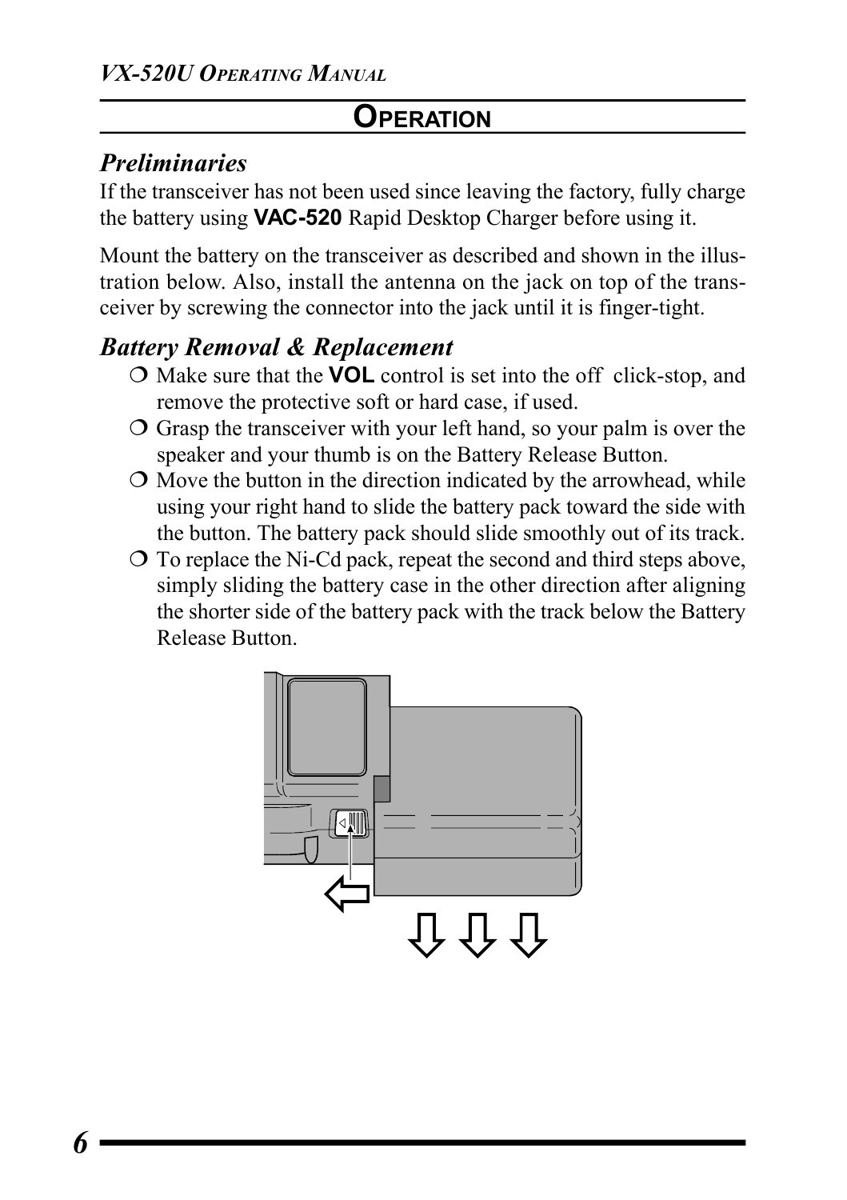# Operation

## Preliminaries

If the transceiver has not been used since leaving the factory, fully charge the battery using **VAC-520** Rapid Desktop Charger before using it.

Mount the battery on the transceiver as described and shown in the illustration below. Also, install the antenna on the jack on top of the transceiver by screwing the connector into the jack until it is finger-tight.

## Battery Removal & Replacement

- Make sure that the **VOL** control is set into the off click-stop, and remove the protective soft or hard case, if used.
- Grasp the transceiver with your left hand, so your palm is over the speaker and your thumb is on the Battery Release Button.
- Move the button in the direction indicated by the arrowhead, while using your right hand to slide the battery pack toward the side with the button. The battery pack should slide smoothly out of its track.
- To replace the Ni-Cd pack, repeat the second and third steps above, simply sliding the battery case in the other direction after aligning the shorter side of the battery pack with the track below the Battery Release Button.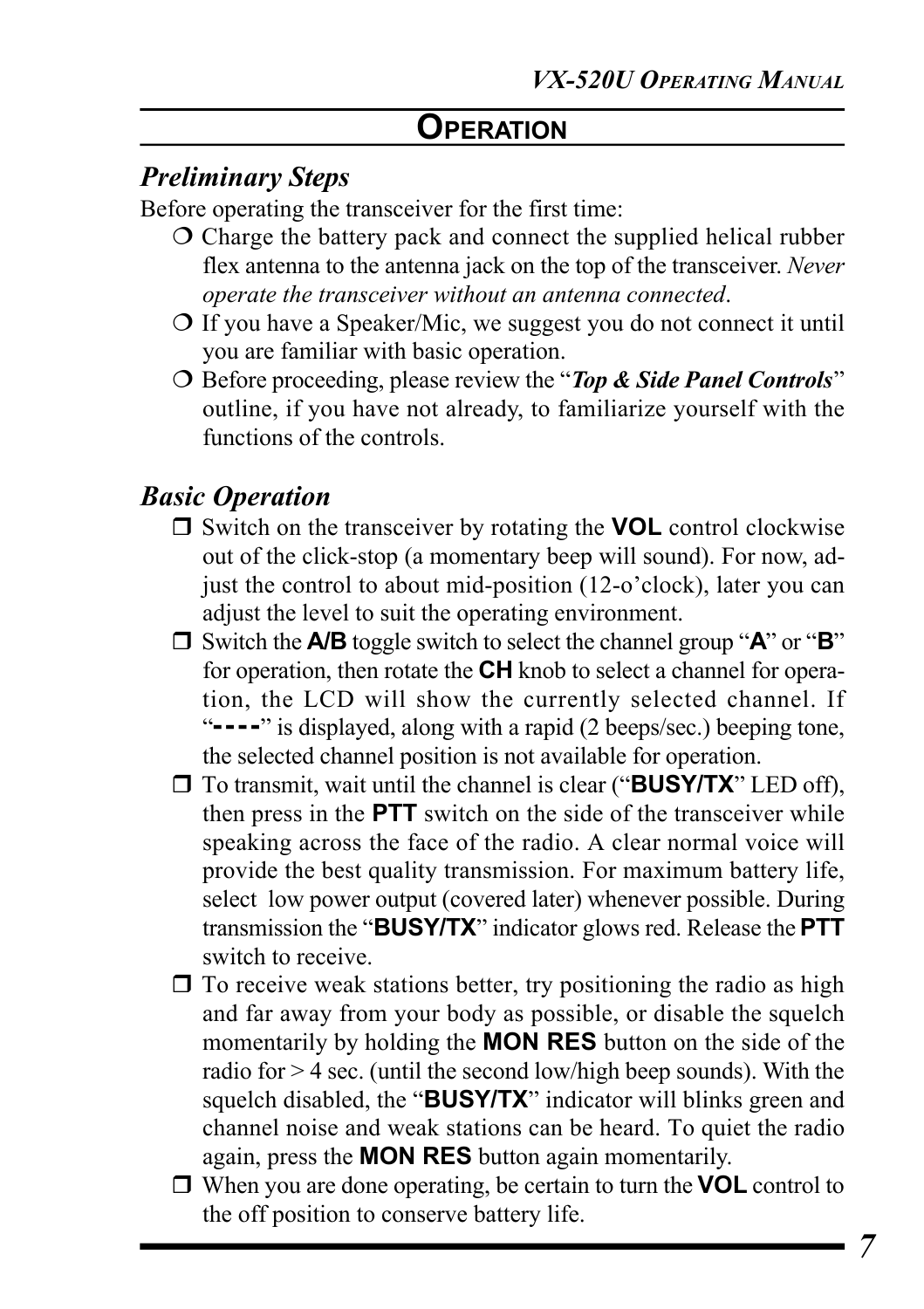## OPERATION

### *Preliminary Steps*

Before operating the transceiver for the first time:

- Charge the battery pack and connect the supplied helical rubber flex antenna to the antenna jack on the top of the transceiver. *Never operate the transceiver without an antenna connected*.
- If you have a Speaker/Mic, we suggest you do not connect it until you are familiar with basic operation.
- Before proceeding, please review the "***Top & Side Panel Controls***" outline, if you have not already, to familiarize yourself with the functions of the controls.

### *Basic Operation*

- Switch on the transceiver by rotating the **VOL** control clockwise out of the click-stop (a momentary beep will sound). For now, adjust the control to about mid-position (12-o'clock), later you can adjust the level to suit the operating environment.
- Switch the **A/B** toggle switch to select the channel group "**A**" or "**B**" for operation, then rotate the **CH** knob to select a channel for operation, the LCD will show the currently selected channel. If "**----**" is displayed, along with a rapid (2 beeps/sec.) beeping tone, the selected channel position is not available for operation.
- To transmit, wait until the channel is clear ("**BUSY/TX**" LED off), then press in the **PTT** switch on the side of the transceiver while speaking across the face of the radio. A clear normal voice will provide the best quality transmission. For maximum battery life, select low power output (covered later) whenever possible. During transmission the "**BUSY/TX**" indicator glows red. Release the **PTT** switch to receive.
- To receive weak stations better, try positioning the radio as high and far away from your body as possible, or disable the squelch momentarily by holding the **MON RES** button on the side of the radio for > 4 sec. (until the second low/high beep sounds). With the squelch disabled, the "**BUSY/TX**" indicator will blinks green and channel noise and weak stations can be heard. To quiet the radio again, press the **MON RES** button again momentarily.
- When you are done operating, be certain to turn the **VOL** control to the off position to conserve battery life.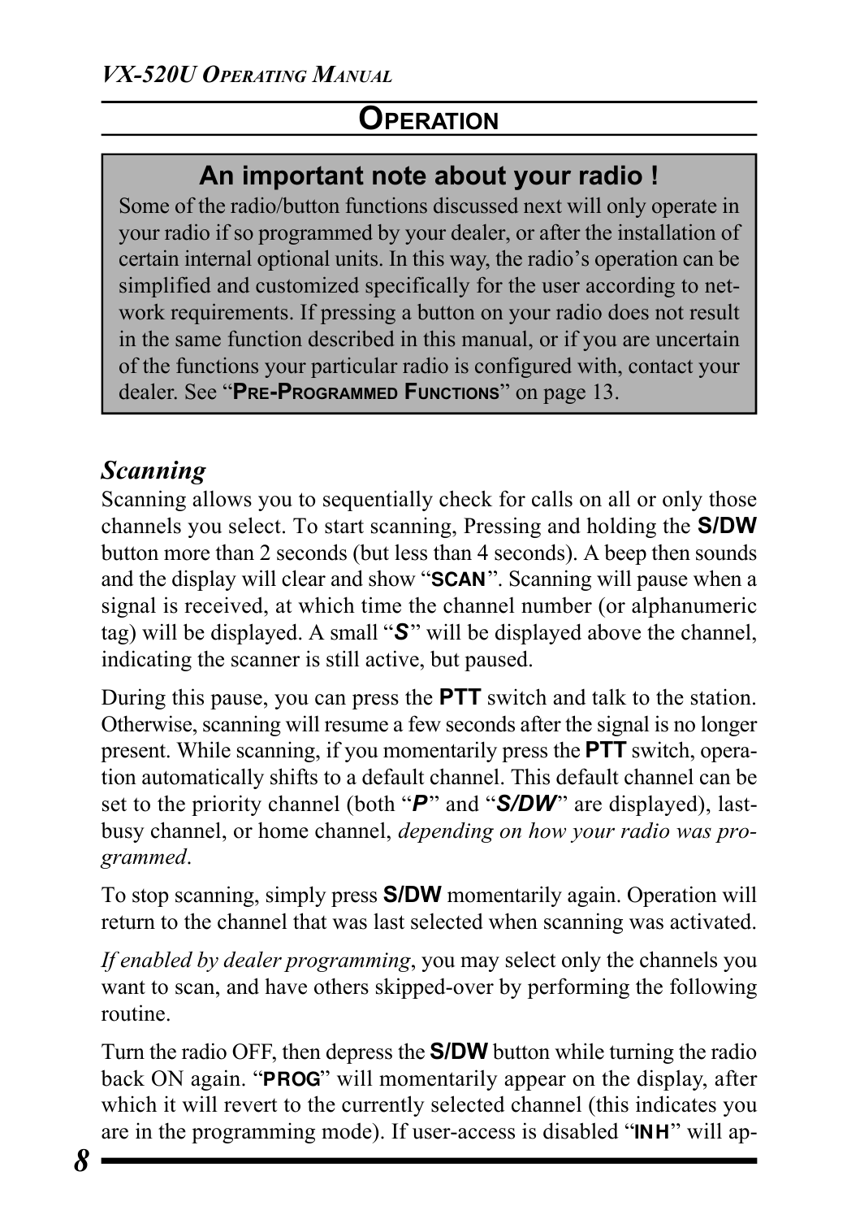## OPERATION

**An important note about your radio !**

Some of the radio/button functions discussed next will only operate in your radio if so programmed by your dealer, or after the installation of certain internal optional units. In this way, the radio's operation can be simplified and customized specifically for the user according to network requirements. If pressing a button on your radio does not result in the same function described in this manual, or if you are uncertain of the functions your particular radio is configured with, contact your dealer. See "**PRE-PROGRAMMED FUNCTIONS**" on page 13.

### *Scanning*

Scanning allows you to sequentially check for calls on all or only those channels you select. To start scanning, Pressing and holding the **S/DW** button more than 2 seconds (but less than 4 seconds). A beep then sounds and the display will clear and show "**SCAN**". Scanning will pause when a signal is received, at which time the channel number (or alphanumeric tag) will be displayed. A small "***S***" will be displayed above the channel, indicating the scanner is still active, but paused.

During this pause, you can press the **PTT** switch and talk to the station. Otherwise, scanning will resume a few seconds after the signal is no longer present. While scanning, if you momentarily press the **PTT** switch, operation automatically shifts to a default channel. This default channel can be set to the priority channel (both "***P***" and "***S/DW***" are displayed), last-busy channel, or home channel, *depending on how your radio was programmed*.

To stop scanning, simply press **S/DW** momentarily again. Operation will return to the channel that was last selected when scanning was activated.

*If enabled by dealer programming*, you may select only the channels you want to scan, and have others skipped-over by performing the following routine.

Turn the radio OFF, then depress the **S/DW** button while turning the radio back ON again. "**PROG**" will momentarily appear on the display, after which it will revert to the currently selected channel (this indicates you are in the programming mode). If user-access is disabled "**INH**" will ap-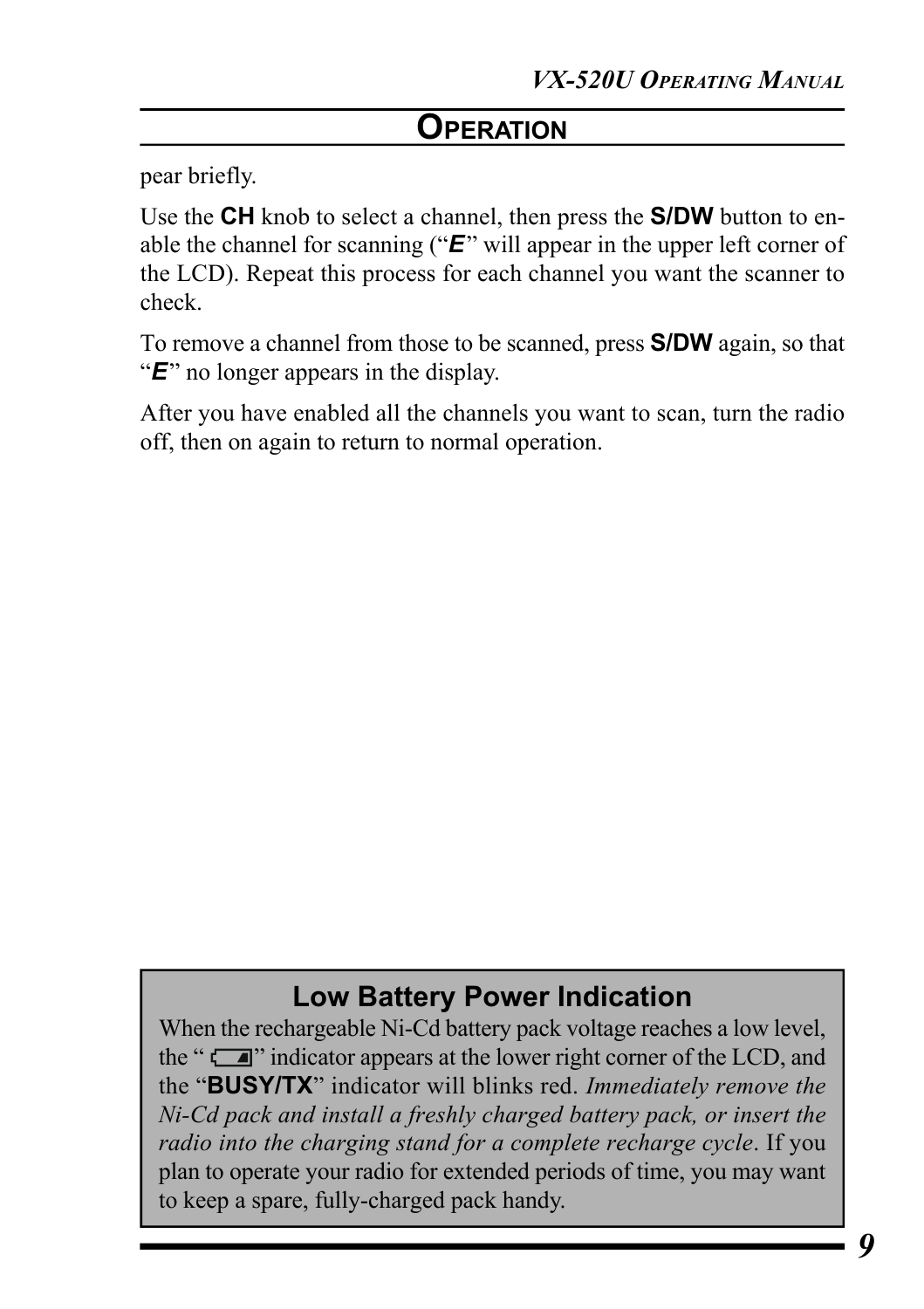## OPERATION

pear briefly.

Use the **CH** knob to select a channel, then press the **S/DW** button to enable the channel for scanning ("***E***" will appear in the upper left corner of the LCD). Repeat this process for each channel you want the scanner to check.

To remove a channel from those to be scanned, press **S/DW** again, so that "***E***" no longer appears in the display.

After you have enabled all the channels you want to scan, turn the radio off, then on again to return to normal operation.

### Low Battery Power Indication

When the rechargeable Ni-Cd battery pack voltage reaches a low level, the " " indicator appears at the lower right corner of the LCD, and the "**BUSY/TX**" indicator will blinks red. *Immediately remove the Ni-Cd pack and install a freshly charged battery pack, or insert the radio into the charging stand for a complete recharge cycle*. If you plan to operate your radio for extended periods of time, you may want to keep a spare, fully-charged pack handy.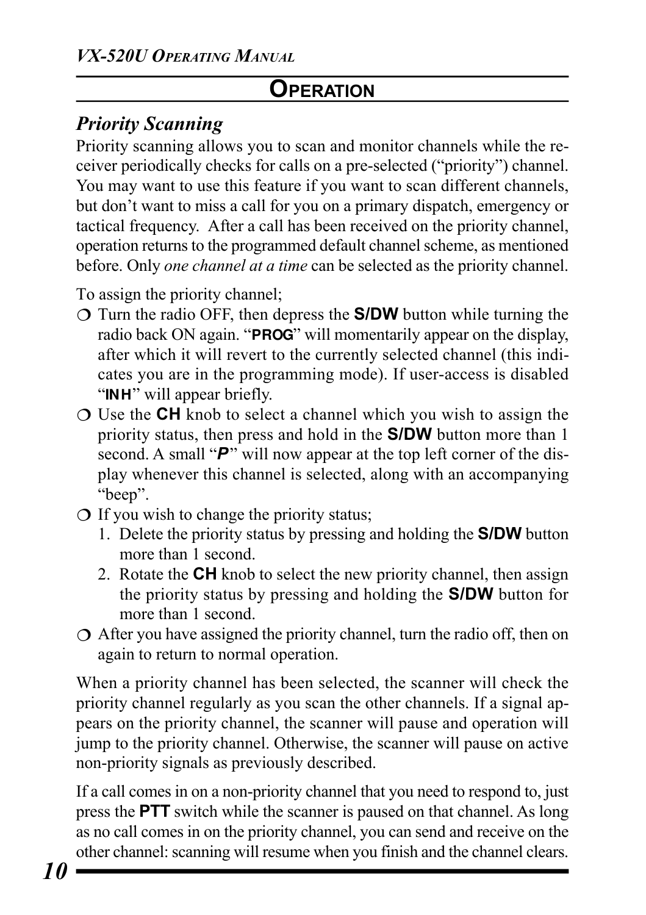## OPERATION

### *Priority Scanning*

Priority scanning allows you to scan and monitor channels while the receiver periodically checks for calls on a pre-selected ("priority") channel. You may want to use this feature if you want to scan different channels, but don't want to miss a call for you on a primary dispatch, emergency or tactical frequency. After a call has been received on the priority channel, operation returns to the programmed default channel scheme, as mentioned before. Only *one channel at a time* can be selected as the priority channel.

To assign the priority channel;

- Turn the radio OFF, then depress the **S/DW** button while turning the radio back ON again. "**PROG**" will momentarily appear on the display, after which it will revert to the currently selected channel (this indicates you are in the programming mode). If user-access is disabled "**INH**" will appear briefly.
- Use the **CH** knob to select a channel which you wish to assign the priority status, then press and hold in the **S/DW** button more than 1 second. A small "***P***" will now appear at the top left corner of the display whenever this channel is selected, along with an accompanying "beep".
- If you wish to change the priority status;
  1. Delete the priority status by pressing and holding the **S/DW** button more than 1 second.
  2. Rotate the **CH** knob to select the new priority channel, then assign the priority status by pressing and holding the **S/DW** button for more than 1 second.
- After you have assigned the priority channel, turn the radio off, then on again to return to normal operation.

When a priority channel has been selected, the scanner will check the priority channel regularly as you scan the other channels. If a signal appears on the priority channel, the scanner will pause and operation will jump to the priority channel. Otherwise, the scanner will pause on active non-priority signals as previously described.

If a call comes in on a non-priority channel that you need to respond to, just press the **PTT** switch while the scanner is paused on that channel. As long as no call comes in on the priority channel, you can send and receive on the other channel: scanning will resume when you finish and the channel clears.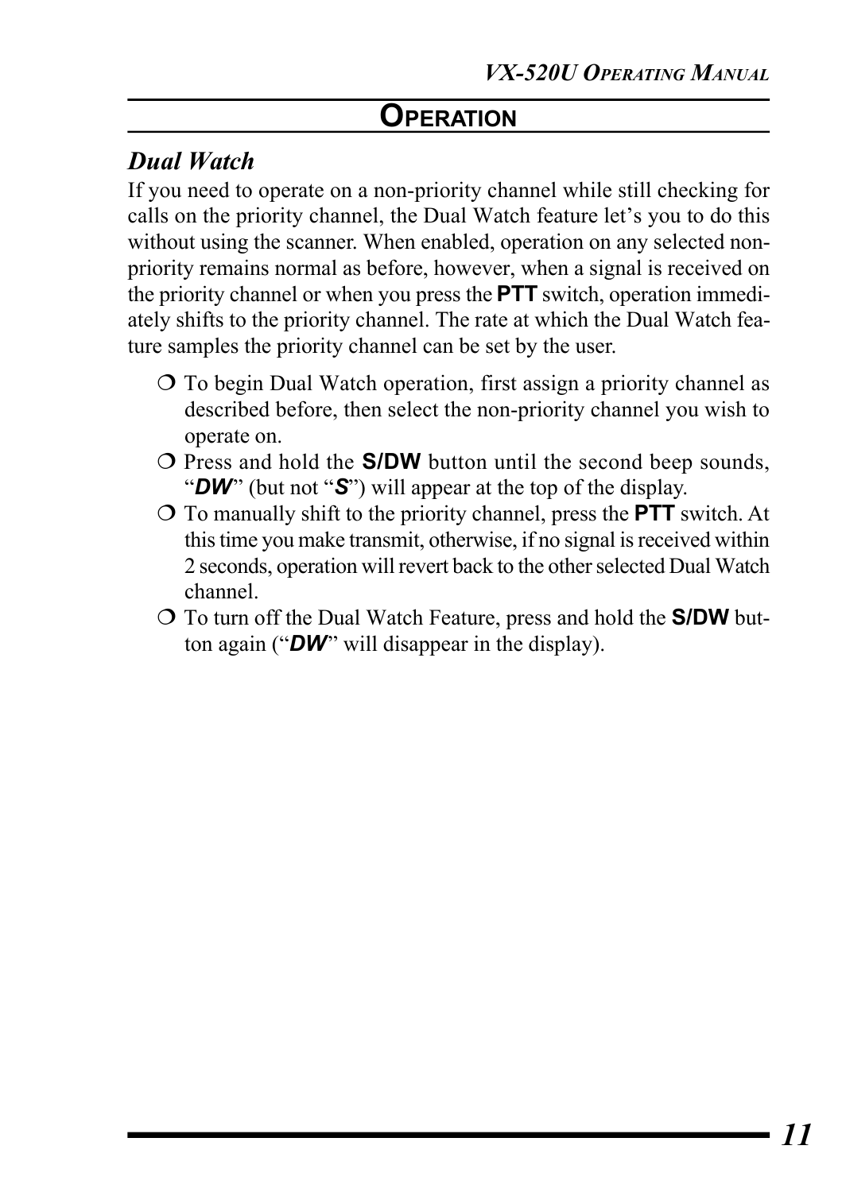## OPERATION

### *Dual Watch*

If you need to operate on a non-priority channel while still checking for calls on the priority channel, the Dual Watch feature let's you to do this without using the scanner. When enabled, operation on any selected non-priority remains normal as before, however, when a signal is received on the priority channel or when you press the **PTT** switch, operation immediately shifts to the priority channel. The rate at which the Dual Watch feature samples the priority channel can be set by the user.

- To begin Dual Watch operation, first assign a priority channel as described before, then select the non-priority channel you wish to operate on.
- Press and hold the **S/DW** button until the second beep sounds, "***DW***" (but not "***S***") will appear at the top of the display.
- To manually shift to the priority channel, press the **PTT** switch. At this time you make transmit, otherwise, if no signal is received within 2 seconds, operation will revert back to the other selected Dual Watch channel.
- To turn off the Dual Watch Feature, press and hold the **S/DW** button again ("***DW***" will disappear in the display).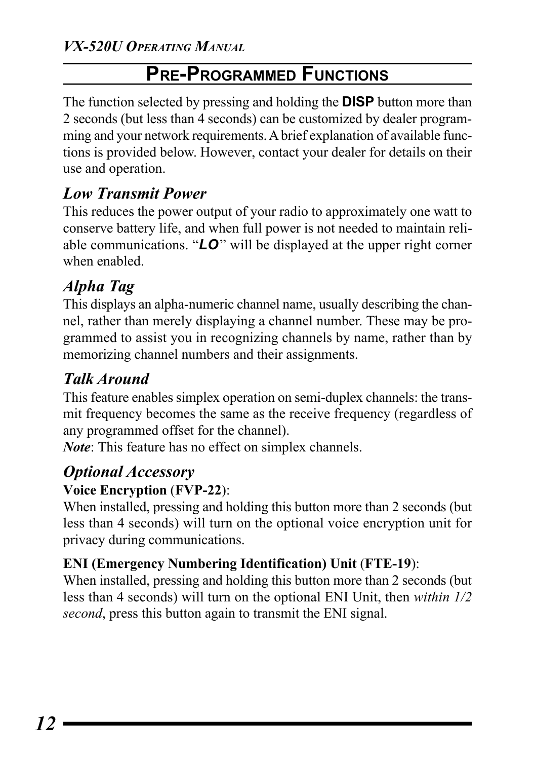## Pre-Programmed Functions

The function selected by pressing and holding the **DISP** button more than 2 seconds (but less than 4 seconds) can be customized by dealer programming and your network requirements. A brief explanation of available functions is provided below. However, contact your dealer for details on their use and operation.

### *Low Transmit Power*

This reduces the power output of your radio to approximately one watt to conserve battery life, and when full power is not needed to maintain reliable communications. "***LO***" will be displayed at the upper right corner when enabled.

### *Alpha Tag*

This displays an alpha-numeric channel name, usually describing the channel, rather than merely displaying a channel number. These may be programmed to assist you in recognizing channels by name, rather than by memorizing channel numbers and their assignments.

### *Talk Around*

This feature enables simplex operation on semi-duplex channels: the transmit frequency becomes the same as the receive frequency (regardless of any programmed offset for the channel).

***Note***: This feature has no effect on simplex channels.

### *Optional Accessory*

**Voice Encryption** (**FVP-22**):

When installed, pressing and holding this button more than 2 seconds (but less than 4 seconds) will turn on the optional voice encryption unit for privacy during communications.

**ENI (Emergency Numbering Identification) Unit** (**FTE-19**):

When installed, pressing and holding this button more than 2 seconds (but less than 4 seconds) will turn on the optional ENI Unit, then *within 1/2 second*, press this button again to transmit the ENI signal.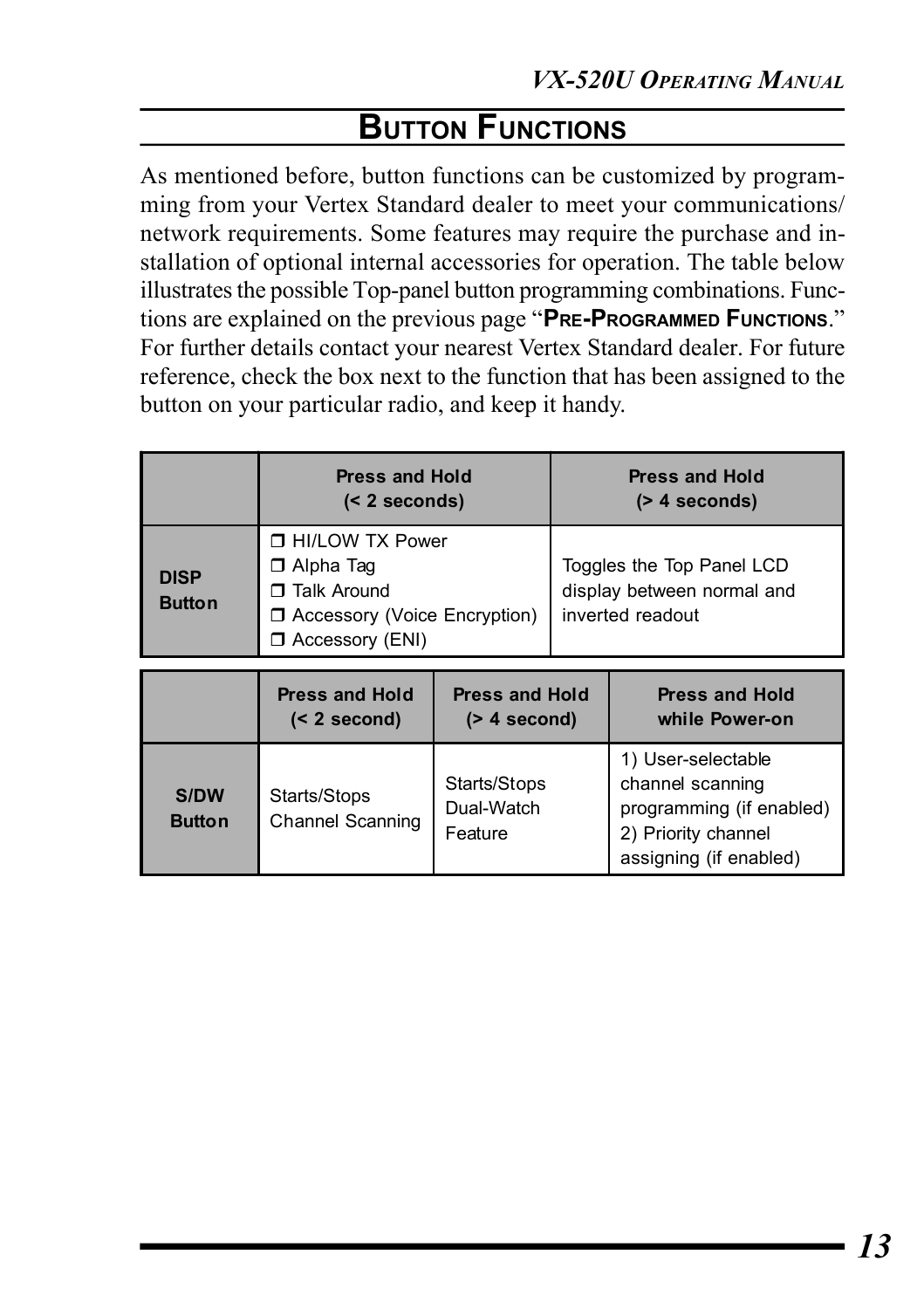# BUTTON FUNCTIONS

As mentioned before, button functions can be customized by programming from your Vertex Standard dealer to meet your communications/network requirements. Some features may require the purchase and installation of optional internal accessories for operation. The table below illustrates the possible Top-panel button programming combinations. Functions are explained on the previous page "**PRE-PROGRAMMED FUNCTIONS**." For further details contact your nearest Vertex Standard dealer. For future reference, check the box next to the function that has been assigned to the button on your particular radio, and keep it handy.

| | **Press and Hold (< 2 seconds)** | **Press and Hold (> 4 seconds)** |
|---|---|---|
| **DISP Button** | ❒ HI/LOW TX Power<br>❒ Alpha Tag<br>❒ Talk Around<br>❒ Accessory (Voice Encryption)<br>❒ Accessory (ENI) | Toggles the Top Panel LCD display between normal and inverted readout |

| | **Press and Hold (< 2 second)** | **Press and Hold (> 4 second)** | **Press and Hold while Power-on** |
|---|---|---|---|
| **S/DW Button** | Starts/Stops Channel Scanning | Starts/Stops Dual-Watch Feature | 1) User-selectable channel scanning programming (if enabled)<br>2) Priority channel assigning (if enabled) |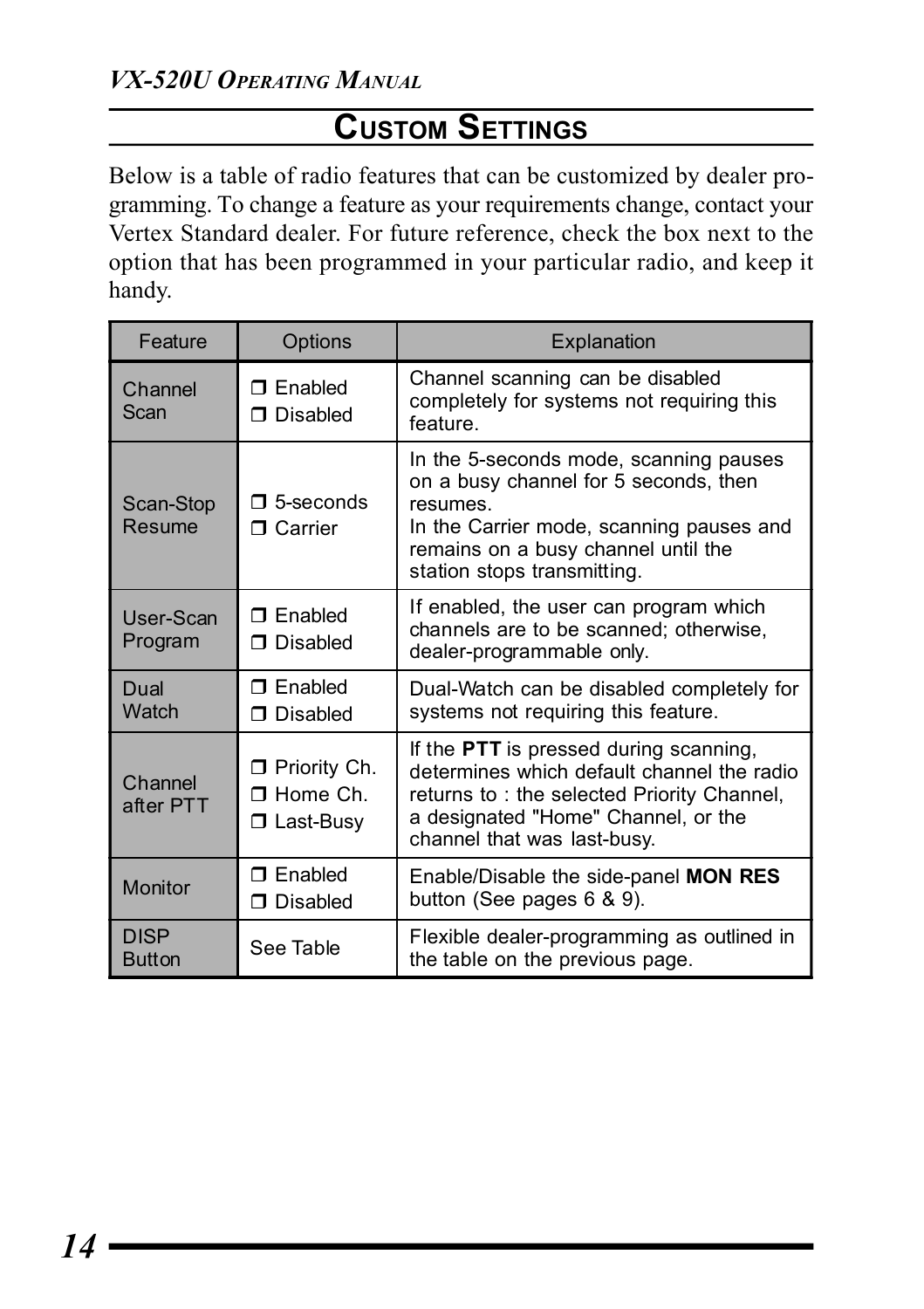## Custom Settings

Below is a table of radio features that can be customized by dealer programming. To change a feature as your requirements change, contact your Vertex Standard dealer. For future reference, check the box next to the option that has been programmed in your particular radio, and keep it handy.

| Feature | Options | Explanation |
|---|---|---|
| Channel Scan | ❐ Enabled<br>❐ Disabled | Channel scanning can be disabled completely for systems not requiring this feature. |
| Scan-Stop Resume | ❐ 5-seconds<br>❐ Carrier | In the 5-seconds mode, scanning pauses on a busy channel for 5 seconds, then resumes.<br>In the Carrier mode, scanning pauses and remains on a busy channel until the station stops transmitting. |
| User-Scan Program | ❐ Enabled<br>❐ Disabled | If enabled, the user can program which channels are to be scanned; otherwise, dealer-programmable only. |
| Dual Watch | ❐ Enabled<br>❐ Disabled | Dual-Watch can be disabled completely for systems not requiring this feature. |
| Channel after PTT | ❐ Priority Ch.<br>❐ Home Ch.<br>❐ Last-Busy | If the **PTT** is pressed during scanning, determines which default channel the radio returns to : the selected Priority Channel, a designated "Home" Channel, or the channel that was last-busy. |
| Monitor | ❐ Enabled<br>❐ Disabled | Enable/Disable the side-panel **MON RES** button (See pages 6 & 9). |
| DISP Button | See Table | Flexible dealer-programming as outlined in the table on the previous page. |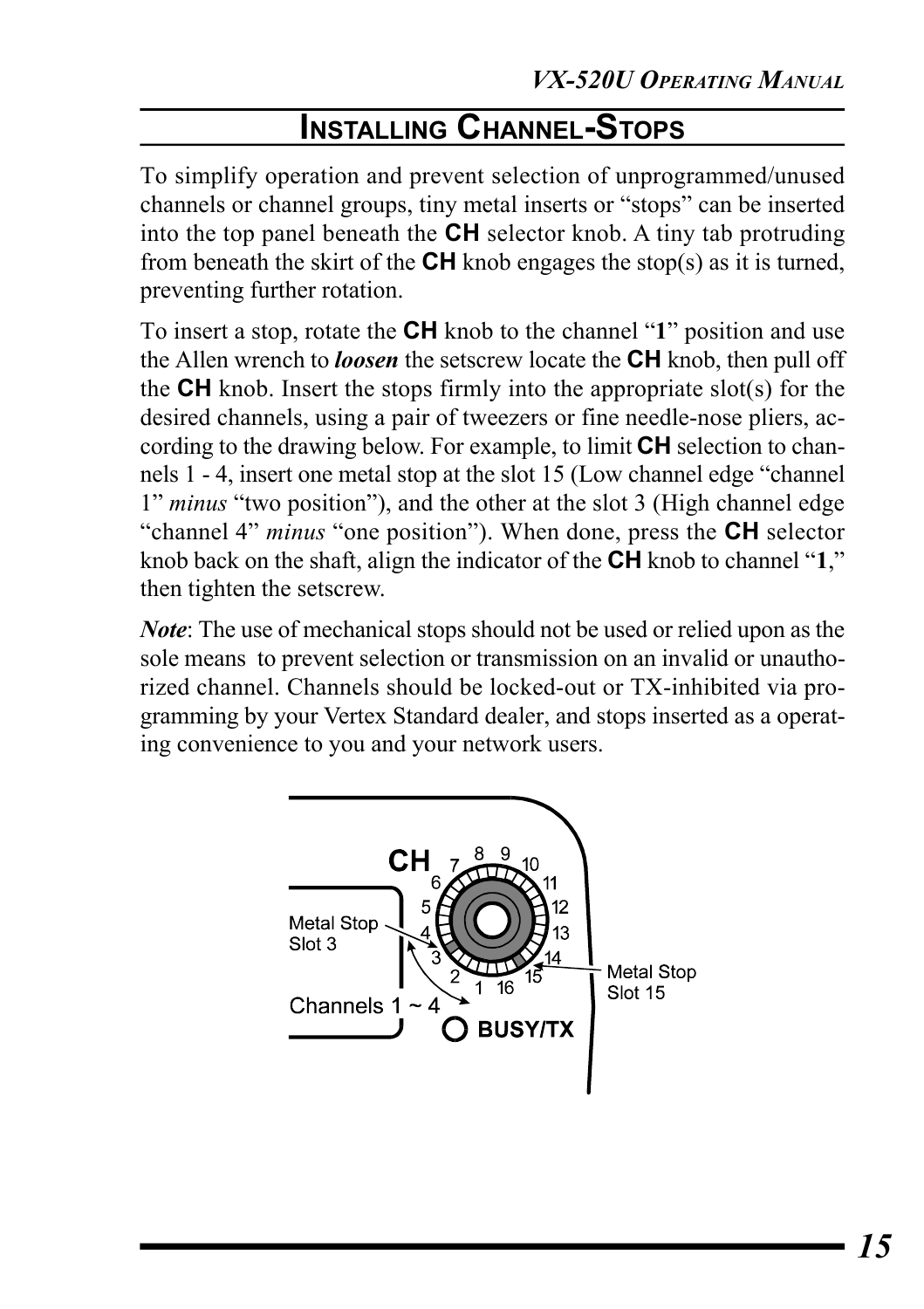## INSTALLING CHANNEL-STOPS

To simplify operation and prevent selection of unprogrammed/unused channels or channel groups, tiny metal inserts or "stops" can be inserted into the top panel beneath the **CH** selector knob. A tiny tab protruding from beneath the skirt of the **CH** knob engages the stop(s) as it is turned, preventing further rotation.

To insert a stop, rotate the **CH** knob to the channel "**1**" position and use the Allen wrench to ***loosen*** the setscrew locate the **CH** knob, then pull off the **CH** knob. Insert the stops firmly into the appropriate slot(s) for the desired channels, using a pair of tweezers or fine needle-nose pliers, according to the drawing below. For example, to limit **CH** selection to channels 1 - 4, insert one metal stop at the slot 15 (Low channel edge "channel 1" *minus* "two position"), and the other at the slot 3 (High channel edge "channel 4" *minus* "one position"). When done, press the **CH** selector knob back on the shaft, align the indicator of the **CH** knob to channel "**1**," then tighten the setscrew.

***Note***: The use of mechanical stops should not be used or relied upon as the sole means to prevent selection or transmission on an invalid or unauthorized channel. Channels should be locked-out or TX-inhibited via programming by your Vertex Standard dealer, and stops inserted as a operating convenience to you and your network users.

CH 1 2 3 4 5 6 7 8 9 10 11 12 13 14 15 16

Metal Stop Slot 3

Metal Stop Slot 15

Channels 1 ~ 4

BUSY/TX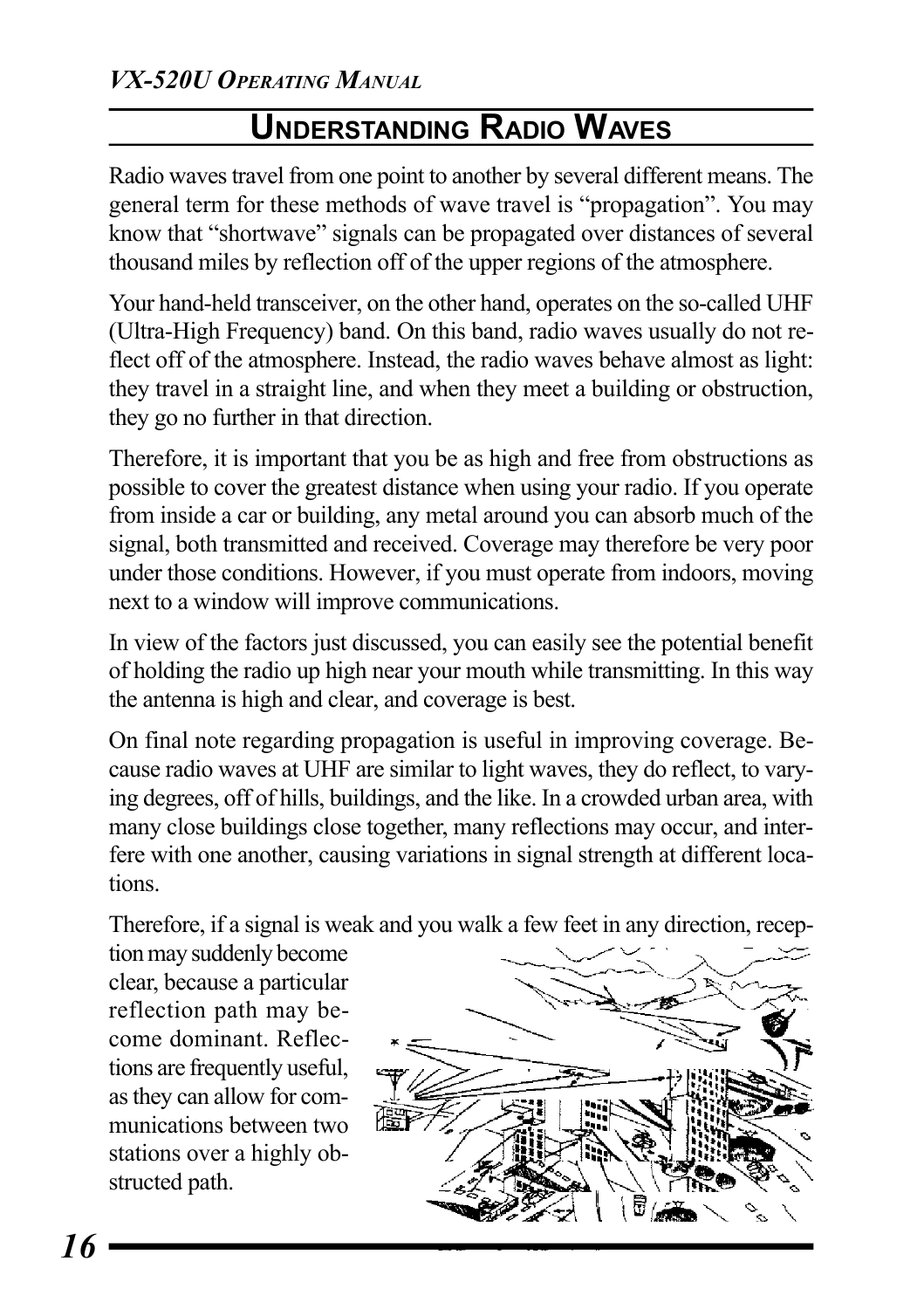## Understanding Radio Waves

Radio waves travel from one point to another by several different means. The general term for these methods of wave travel is "propagation". You may know that "shortwave" signals can be propagated over distances of several thousand miles by reflection off of the upper regions of the atmosphere.

Your hand-held transceiver, on the other hand, operates on the so-called UHF (Ultra-High Frequency) band. On this band, radio waves usually do not reflect off of the atmosphere. Instead, the radio waves behave almost as light: they travel in a straight line, and when they meet a building or obstruction, they go no further in that direction.

Therefore, it is important that you be as high and free from obstructions as possible to cover the greatest distance when using your radio. If you operate from inside a car or building, any metal around you can absorb much of the signal, both transmitted and received. Coverage may therefore be very poor under those conditions. However, if you must operate from indoors, moving next to a window will improve communications.

In view of the factors just discussed, you can easily see the potential benefit of holding the radio up high near your mouth while transmitting. In this way the antenna is high and clear, and coverage is best.

On final note regarding propagation is useful in improving coverage. Because radio waves at UHF are similar to light waves, they do reflect, to varying degrees, off of hills, buildings, and the like. In a crowded urban area, with many close buildings close together, many reflections may occur, and interfere with one another, causing variations in signal strength at different locations.

Therefore, if a signal is weak and you walk a few feet in any direction, reception may suddenly become clear, because a particular reflection path may become dominant. Reflections are frequently useful, as they can allow for communications between two stations over a highly obstructed path.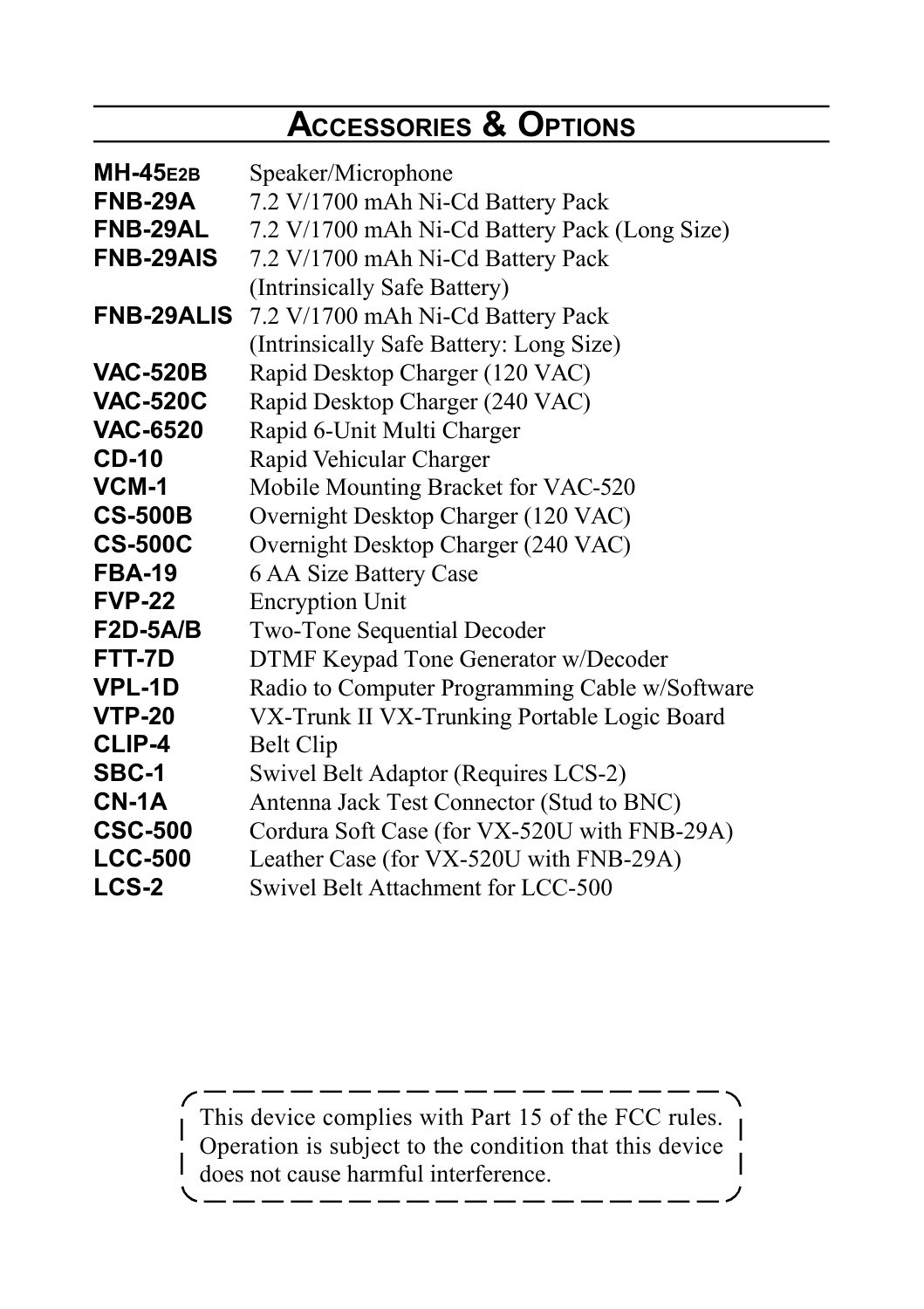# Accessories & Options

| | |
|---|---|
| **MH-45E2B** | Speaker/Microphone |
| **FNB-29A** | 7.2 V/1700 mAh Ni-Cd Battery Pack |
| **FNB-29AL** | 7.2 V/1700 mAh Ni-Cd Battery Pack (Long Size) |
| **FNB-29AIS** | 7.2 V/1700 mAh Ni-Cd Battery Pack (Intrinsically Safe Battery) |
| **FNB-29ALIS** | 7.2 V/1700 mAh Ni-Cd Battery Pack (Intrinsically Safe Battery: Long Size) |
| **VAC-520B** | Rapid Desktop Charger (120 VAC) |
| **VAC-520C** | Rapid Desktop Charger (240 VAC) |
| **VAC-6520** | Rapid 6-Unit Multi Charger |
| **CD-10** | Rapid Vehicular Charger |
| **VCM-1** | Mobile Mounting Bracket for VAC-520 |
| **CS-500B** | Overnight Desktop Charger (120 VAC) |
| **CS-500C** | Overnight Desktop Charger (240 VAC) |
| **FBA-19** | 6 AA Size Battery Case |
| **FVP-22** | Encryption Unit |
| **F2D-5A/B** | Two-Tone Sequential Decoder |
| **FTT-7D** | DTMF Keypad Tone Generator w/Decoder |
| **VPL-1D** | Radio to Computer Programming Cable w/Software |
| **VTP-20** | VX-Trunk II VX-Trunking Portable Logic Board |
| **CLIP-4** | Belt Clip |
| **SBC-1** | Swivel Belt Adaptor (Requires LCS-2) |
| **CN-1A** | Antenna Jack Test Connector (Stud to BNC) |
| **CSC-500** | Cordura Soft Case (for VX-520U with FNB-29A) |
| **LCC-500** | Leather Case (for VX-520U with FNB-29A) |
| **LCS-2** | Swivel Belt Attachment for LCC-500 |

This device complies with Part 15 of the FCC rules. Operation is subject to the condition that this device does not cause harmful interference.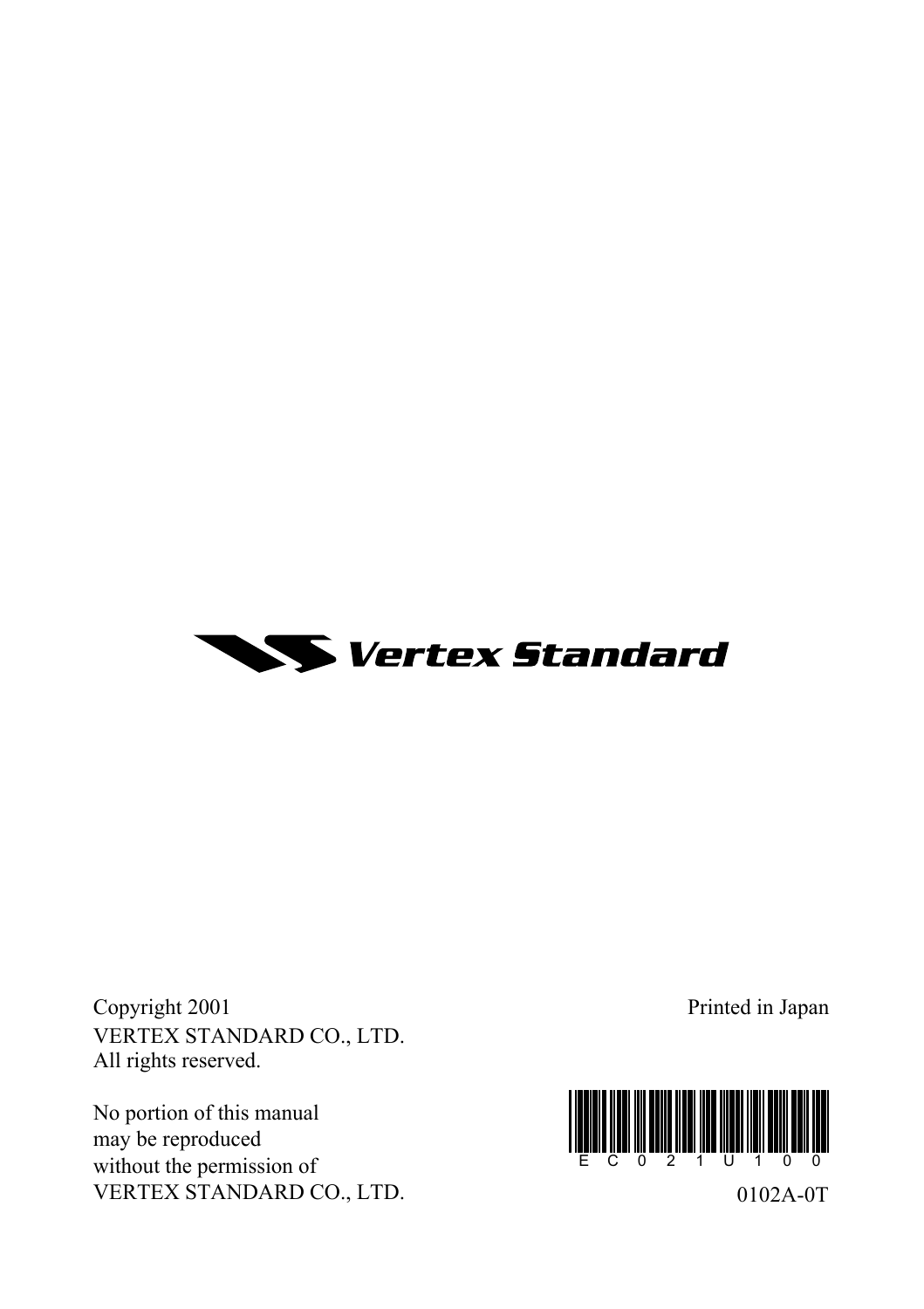Vertex Standard

Copyright 2001
VERTEX STANDARD CO., LTD.
All rights reserved.

Printed in Japan

No portion of this manual
may be reproduced
without the permission of
VERTEX STANDARD CO., LTD.

EC021U100

0102A-0T